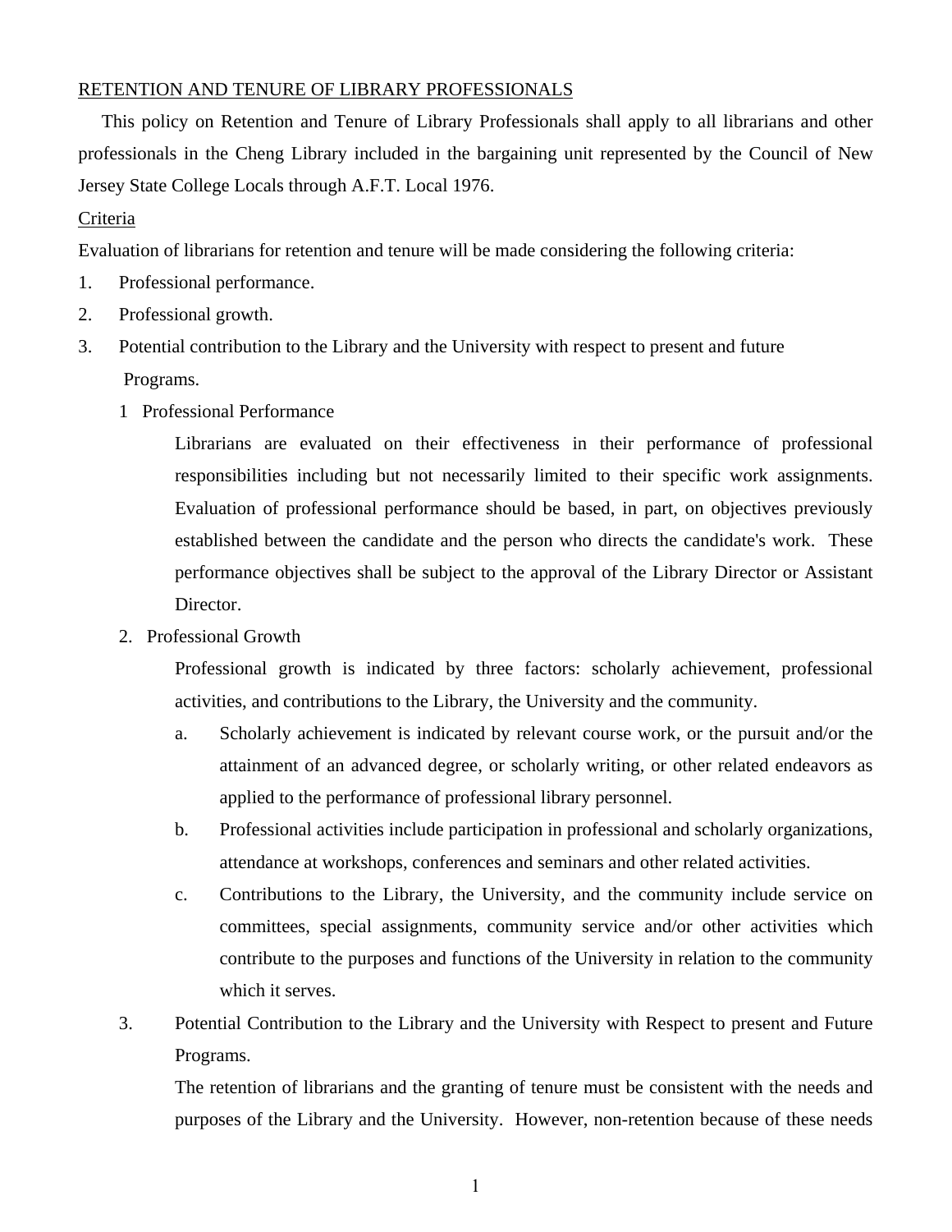RETENTION AND TENURE OF LIBRARY PROFESSIONALS

This policy on Retention and Tenure of Library Professionals shall apply to all librarians and other professionals in the Cheng Library included in the bargaining unit represented by the Council of New Jersey State College Locals through A.F.T. Local 1976.

Criteria

Evaluation of librarians for retention and tenure will be made considering the following criteria:

1. Professional performance.
2. Professional growth.
3. Potential contribution to the Library and the University with respect to present and future Programs.

1 Professional Performance

Librarians are evaluated on their effectiveness in their performance of professional responsibilities including but not necessarily limited to their specific work assignments. Evaluation of professional performance should be based, in part, on objectives previously established between the candidate and the person who directs the candidate's work. These performance objectives shall be subject to the approval of the Library Director or Assistant Director.

2. Professional Growth

Professional growth is indicated by three factors: scholarly achievement, professional activities, and contributions to the Library, the University and the community.

a. Scholarly achievement is indicated by relevant course work, or the pursuit and/or the attainment of an advanced degree, or scholarly writing, or other related endeavors as applied to the performance of professional library personnel.

b. Professional activities include participation in professional and scholarly organizations, attendance at workshops, conferences and seminars and other related activities.

c. Contributions to the Library, the University, and the community include service on committees, special assignments, community service and/or other activities which contribute to the purposes and functions of the University in relation to the community which it serves.

3. Potential Contribution to the Library and the University with Respect to present and Future Programs.

The retention of librarians and the granting of tenure must be consistent with the needs and purposes of the Library and the University. However, non-retention because of these needs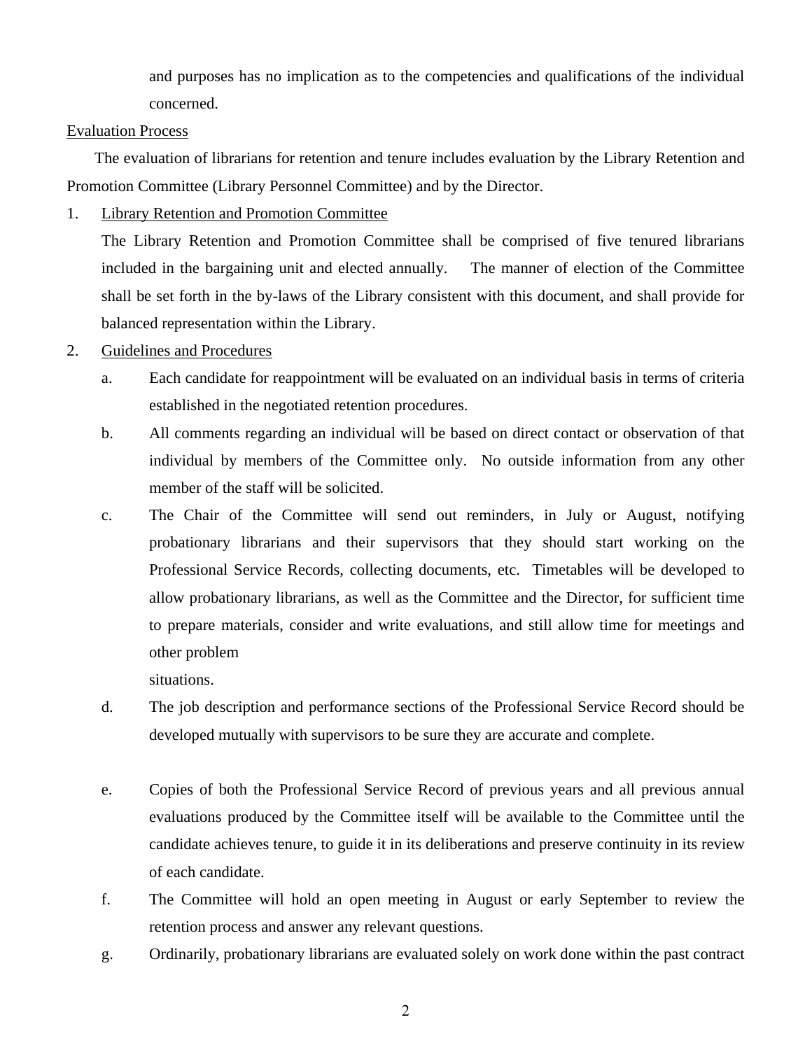and purposes has no implication as to the competencies and qualifications of the individual concerned.

Evaluation Process

The evaluation of librarians for retention and tenure includes evaluation by the Library Retention and Promotion Committee (Library Personnel Committee) and by the Director.

1. Library Retention and Promotion Committee

   The Library Retention and Promotion Committee shall be comprised of five tenured librarians included in the bargaining unit and elected annually. The manner of election of the Committee shall be set forth in the by-laws of the Library consistent with this document, and shall provide for balanced representation within the Library.

2. Guidelines and Procedures

   a. Each candidate for reappointment will be evaluated on an individual basis in terms of criteria established in the negotiated retention procedures.

   b. All comments regarding an individual will be based on direct contact or observation of that individual by members of the Committee only. No outside information from any other member of the staff will be solicited.

   c. The Chair of the Committee will send out reminders, in July or August, notifying probationary librarians and their supervisors that they should start working on the Professional Service Records, collecting documents, etc. Timetables will be developed to allow probationary librarians, as well as the Committee and the Director, for sufficient time to prepare materials, consider and write evaluations, and still allow time for meetings and other problem situations.

   d. The job description and performance sections of the Professional Service Record should be developed mutually with supervisors to be sure they are accurate and complete.

   e. Copies of both the Professional Service Record of previous years and all previous annual evaluations produced by the Committee itself will be available to the Committee until the candidate achieves tenure, to guide it in its deliberations and preserve continuity in its review of each candidate.

   f. The Committee will hold an open meeting in August or early September to review the retention process and answer any relevant questions.

   g. Ordinarily, probationary librarians are evaluated solely on work done within the past contract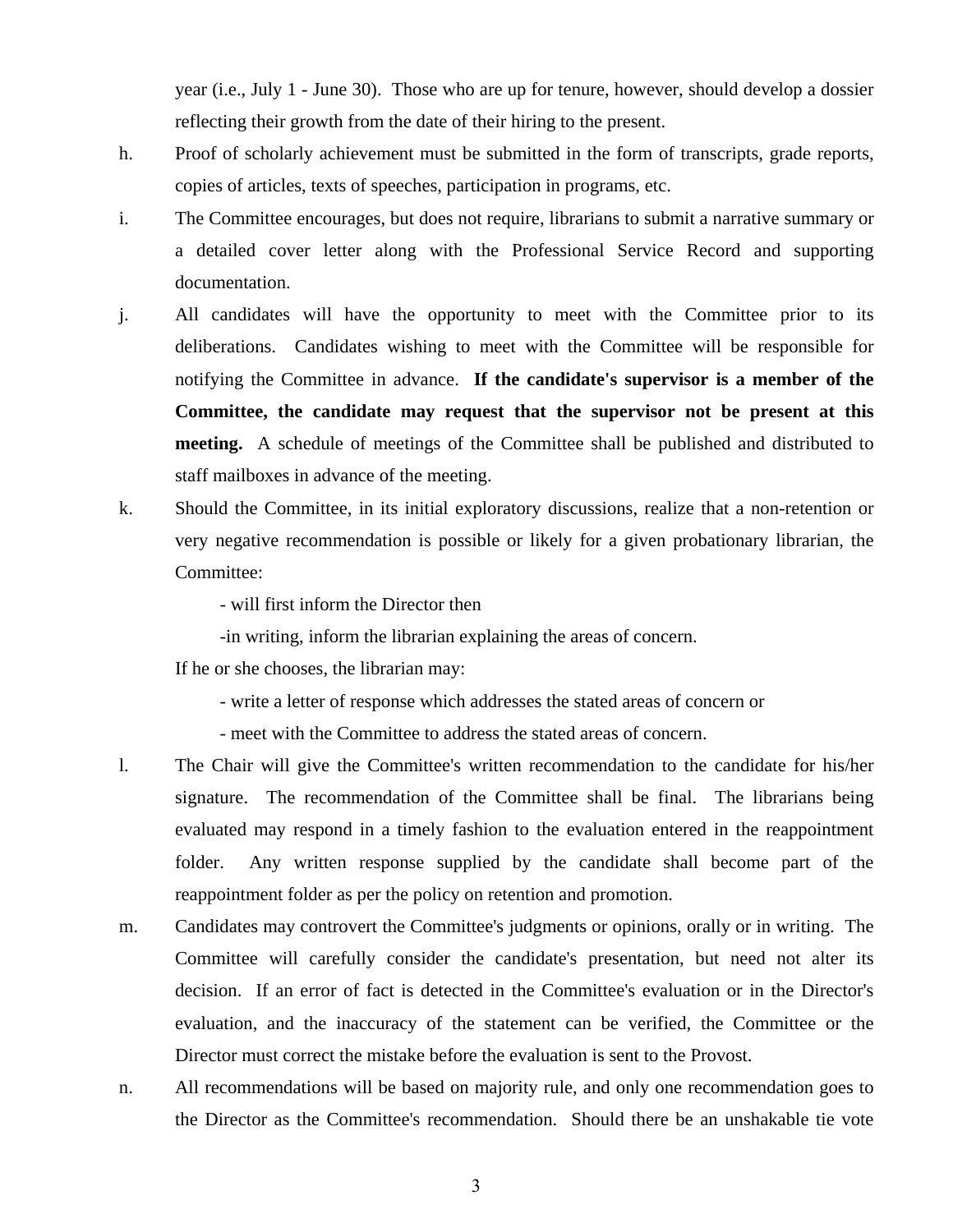year (i.e., July 1 - June 30). Those who are up for tenure, however, should develop a dossier reflecting their growth from the date of their hiring to the present.

h. Proof of scholarly achievement must be submitted in the form of transcripts, grade reports, copies of articles, texts of speeches, participation in programs, etc.

i. The Committee encourages, but does not require, librarians to submit a narrative summary or a detailed cover letter along with the Professional Service Record and supporting documentation.

j. All candidates will have the opportunity to meet with the Committee prior to its deliberations. Candidates wishing to meet with the Committee will be responsible for notifying the Committee in advance. **If the candidate's supervisor is a member of the Committee, the candidate may request that the supervisor not be present at this meeting.** A schedule of meetings of the Committee shall be published and distributed to staff mailboxes in advance of the meeting.

k. Should the Committee, in its initial exploratory discussions, realize that a non-retention or very negative recommendation is possible or likely for a given probationary librarian, the Committee:

   - will first inform the Director then
   - in writing, inform the librarian explaining the areas of concern.

   If he or she chooses, the librarian may:

   - write a letter of response which addresses the stated areas of concern or
   - meet with the Committee to address the stated areas of concern.

l. The Chair will give the Committee's written recommendation to the candidate for his/her signature. The recommendation of the Committee shall be final. The librarians being evaluated may respond in a timely fashion to the evaluation entered in the reappointment folder. Any written response supplied by the candidate shall become part of the reappointment folder as per the policy on retention and promotion.

m. Candidates may controvert the Committee's judgments or opinions, orally or in writing. The Committee will carefully consider the candidate's presentation, but need not alter its decision. If an error of fact is detected in the Committee's evaluation or in the Director's evaluation, and the inaccuracy of the statement can be verified, the Committee or the Director must correct the mistake before the evaluation is sent to the Provost.

n. All recommendations will be based on majority rule, and only one recommendation goes to the Director as the Committee's recommendation. Should there be an unshakable tie vote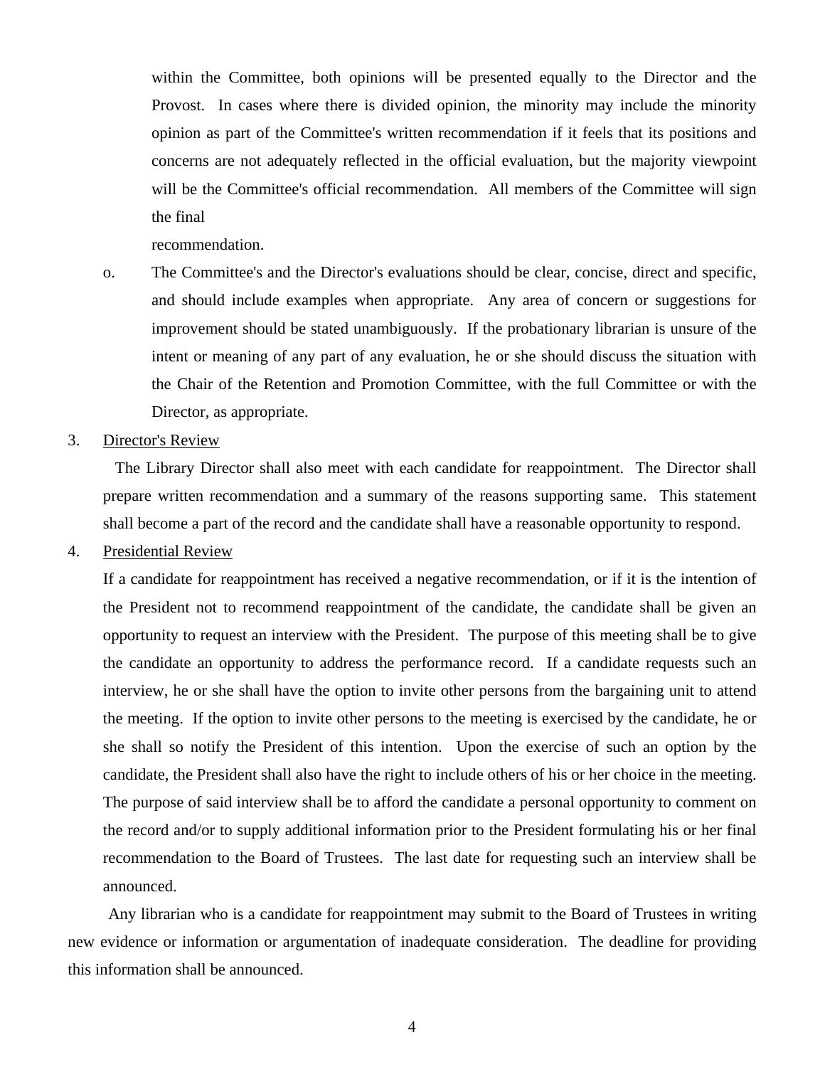within the Committee, both opinions will be presented equally to the Director and the Provost. In cases where there is divided opinion, the minority may include the minority opinion as part of the Committee's written recommendation if it feels that its positions and concerns are not adequately reflected in the official evaluation, but the majority viewpoint will be the Committee's official recommendation. All members of the Committee will sign the final recommendation.

o. The Committee's and the Director's evaluations should be clear, concise, direct and specific, and should include examples when appropriate. Any area of concern or suggestions for improvement should be stated unambiguously. If the probationary librarian is unsure of the intent or meaning of any part of any evaluation, he or she should discuss the situation with the Chair of the Retention and Promotion Committee, with the full Committee or with the Director, as appropriate.

3. Director's Review

The Library Director shall also meet with each candidate for reappointment. The Director shall prepare written recommendation and a summary of the reasons supporting same. This statement shall become a part of the record and the candidate shall have a reasonable opportunity to respond.

4. Presidential Review

If a candidate for reappointment has received a negative recommendation, or if it is the intention of the President not to recommend reappointment of the candidate, the candidate shall be given an opportunity to request an interview with the President. The purpose of this meeting shall be to give the candidate an opportunity to address the performance record. If a candidate requests such an interview, he or she shall have the option to invite other persons from the bargaining unit to attend the meeting. If the option to invite other persons to the meeting is exercised by the candidate, he or she shall so notify the President of this intention. Upon the exercise of such an option by the candidate, the President shall also have the right to include others of his or her choice in the meeting. The purpose of said interview shall be to afford the candidate a personal opportunity to comment on the record and/or to supply additional information prior to the President formulating his or her final recommendation to the Board of Trustees. The last date for requesting such an interview shall be announced.

Any librarian who is a candidate for reappointment may submit to the Board of Trustees in writing new evidence or information or argumentation of inadequate consideration. The deadline for providing this information shall be announced.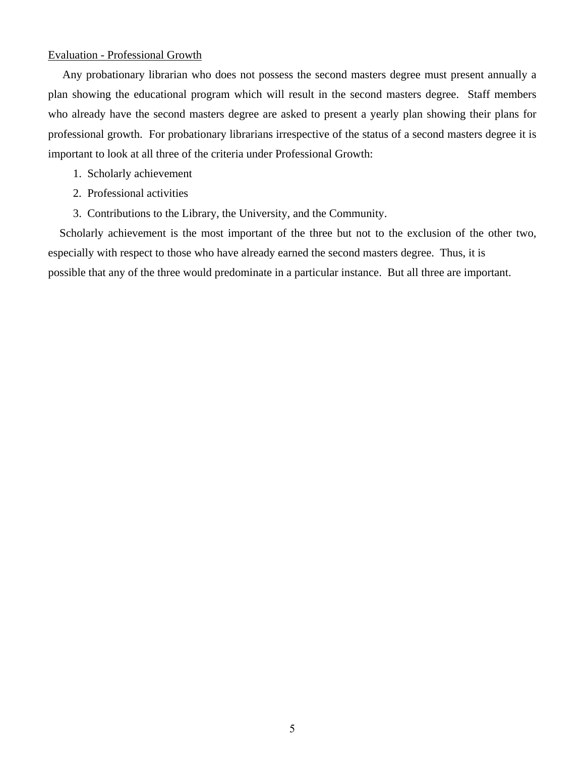<u>Evaluation - Professional Growth</u>

Any probationary librarian who does not possess the second masters degree must present annually a plan showing the educational program which will result in the second masters degree. Staff members who already have the second masters degree are asked to present a yearly plan showing their plans for professional growth. For probationary librarians irrespective of the status of a second masters degree it is important to look at all three of the criteria under Professional Growth:

1. Scholarly achievement
2. Professional activities
3. Contributions to the Library, the University, and the Community.

Scholarly achievement is the most important of the three but not to the exclusion of the other two, especially with respect to those who have already earned the second masters degree. Thus, it is possible that any of the three would predominate in a particular instance. But all three are important.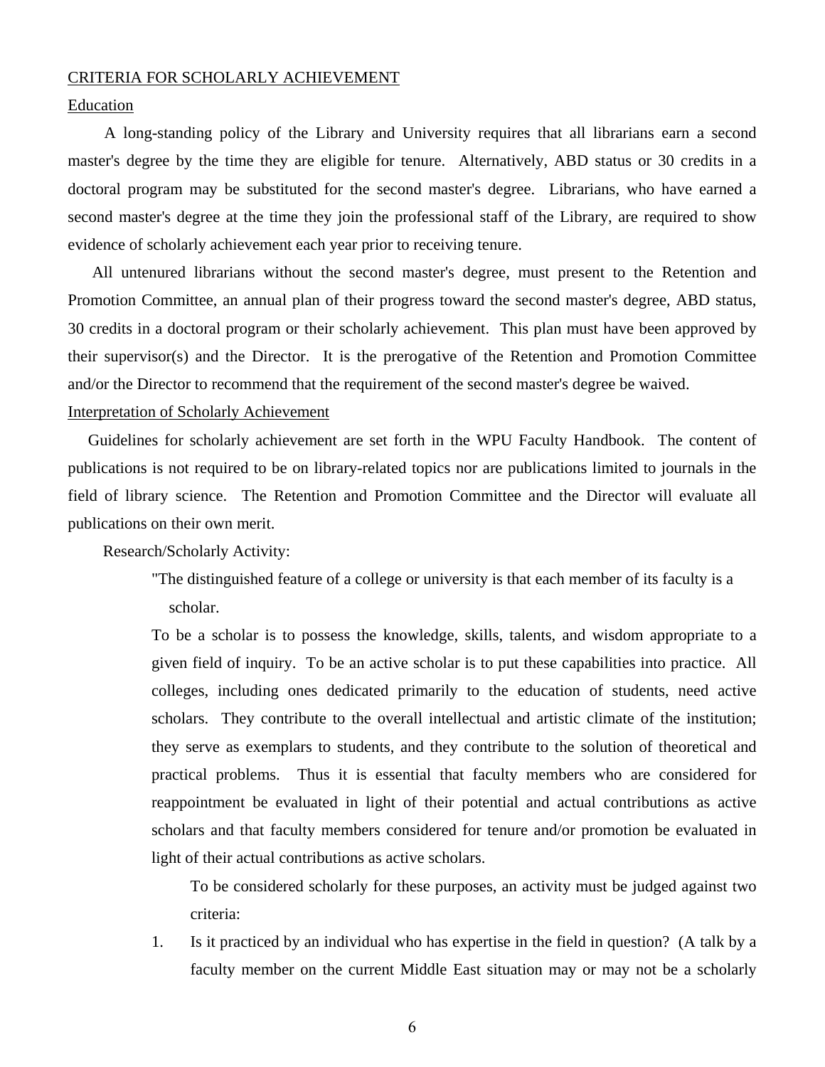## CRITERIA FOR SCHOLARLY ACHIEVEMENT

### Education

A long-standing policy of the Library and University requires that all librarians earn a second master's degree by the time they are eligible for tenure. Alternatively, ABD status or 30 credits in a doctoral program may be substituted for the second master's degree. Librarians, who have earned a second master's degree at the time they join the professional staff of the Library, are required to show evidence of scholarly achievement each year prior to receiving tenure.

All untenured librarians without the second master's degree, must present to the Retention and Promotion Committee, an annual plan of their progress toward the second master's degree, ABD status, 30 credits in a doctoral program or their scholarly achievement. This plan must have been approved by their supervisor(s) and the Director. It is the prerogative of the Retention and Promotion Committee and/or the Director to recommend that the requirement of the second master's degree be waived.

### Interpretation of Scholarly Achievement

Guidelines for scholarly achievement are set forth in the WPU Faculty Handbook. The content of publications is not required to be on library-related topics nor are publications limited to journals in the field of library science. The Retention and Promotion Committee and the Director will evaluate all publications on their own merit.

Research/Scholarly Activity:

> "The distinguished feature of a college or university is that each member of its faculty is a scholar.
>
> To be a scholar is to possess the knowledge, skills, talents, and wisdom appropriate to a given field of inquiry. To be an active scholar is to put these capabilities into practice. All colleges, including ones dedicated primarily to the education of students, need active scholars. They contribute to the overall intellectual and artistic climate of the institution; they serve as exemplars to students, and they contribute to the solution of theoretical and practical problems. Thus it is essential that faculty members who are considered for reappointment be evaluated in light of their potential and actual contributions as active scholars and that faculty members considered for tenure and/or promotion be evaluated in light of their actual contributions as active scholars.
>
> To be considered scholarly for these purposes, an activity must be judged against two criteria:
>
> 1. Is it practiced by an individual who has expertise in the field in question? (A talk by a faculty member on the current Middle East situation may or may not be a scholarly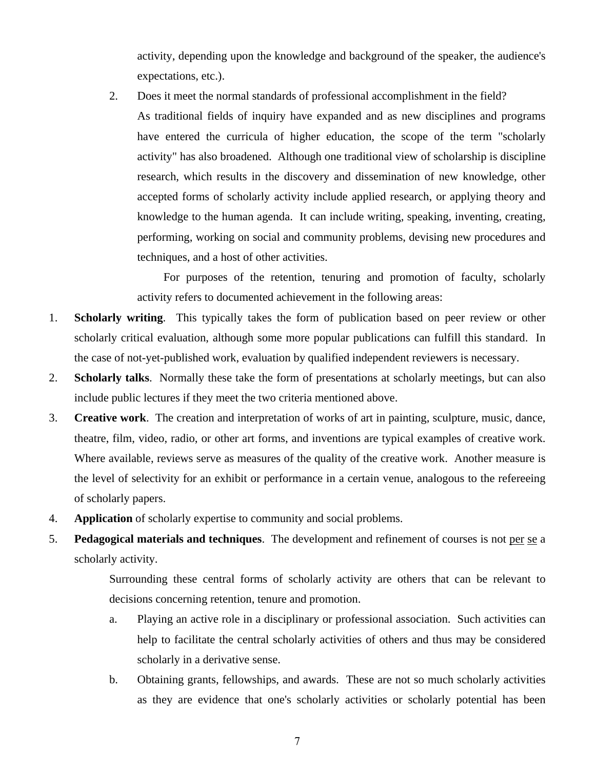activity, depending upon the knowledge and background of the speaker, the audience's expectations, etc.).

2. Does it meet the normal standards of professional accomplishment in the field?

   As traditional fields of inquiry have expanded and as new disciplines and programs have entered the curricula of higher education, the scope of the term "scholarly activity" has also broadened. Although one traditional view of scholarship is discipline research, which results in the discovery and dissemination of new knowledge, other accepted forms of scholarly activity include applied research, or applying theory and knowledge to the human agenda. It can include writing, speaking, inventing, creating, performing, working on social and community problems, devising new procedures and techniques, and a host of other activities.

   For purposes of the retention, tenuring and promotion of faculty, scholarly activity refers to documented achievement in the following areas:

1. **Scholarly writing**. This typically takes the form of publication based on peer review or other scholarly critical evaluation, although some more popular publications can fulfill this standard. In the case of not-yet-published work, evaluation by qualified independent reviewers is necessary.
2. **Scholarly talks**. Normally these take the form of presentations at scholarly meetings, but can also include public lectures if they meet the two criteria mentioned above.
3. **Creative work**. The creation and interpretation of works of art in painting, sculpture, music, dance, theatre, film, video, radio, or other art forms, and inventions are typical examples of creative work. Where available, reviews serve as measures of the quality of the creative work. Another measure is the level of selectivity for an exhibit or performance in a certain venue, analogous to the refereeing of scholarly papers.
4. **Application** of scholarly expertise to community and social problems.
5. **Pedagogical materials and techniques**. The development and refinement of courses is not per se a scholarly activity.

Surrounding these central forms of scholarly activity are others that can be relevant to decisions concerning retention, tenure and promotion.

a. Playing an active role in a disciplinary or professional association. Such activities can help to facilitate the central scholarly activities of others and thus may be considered scholarly in a derivative sense.

b. Obtaining grants, fellowships, and awards. These are not so much scholarly activities as they are evidence that one's scholarly activities or scholarly potential has been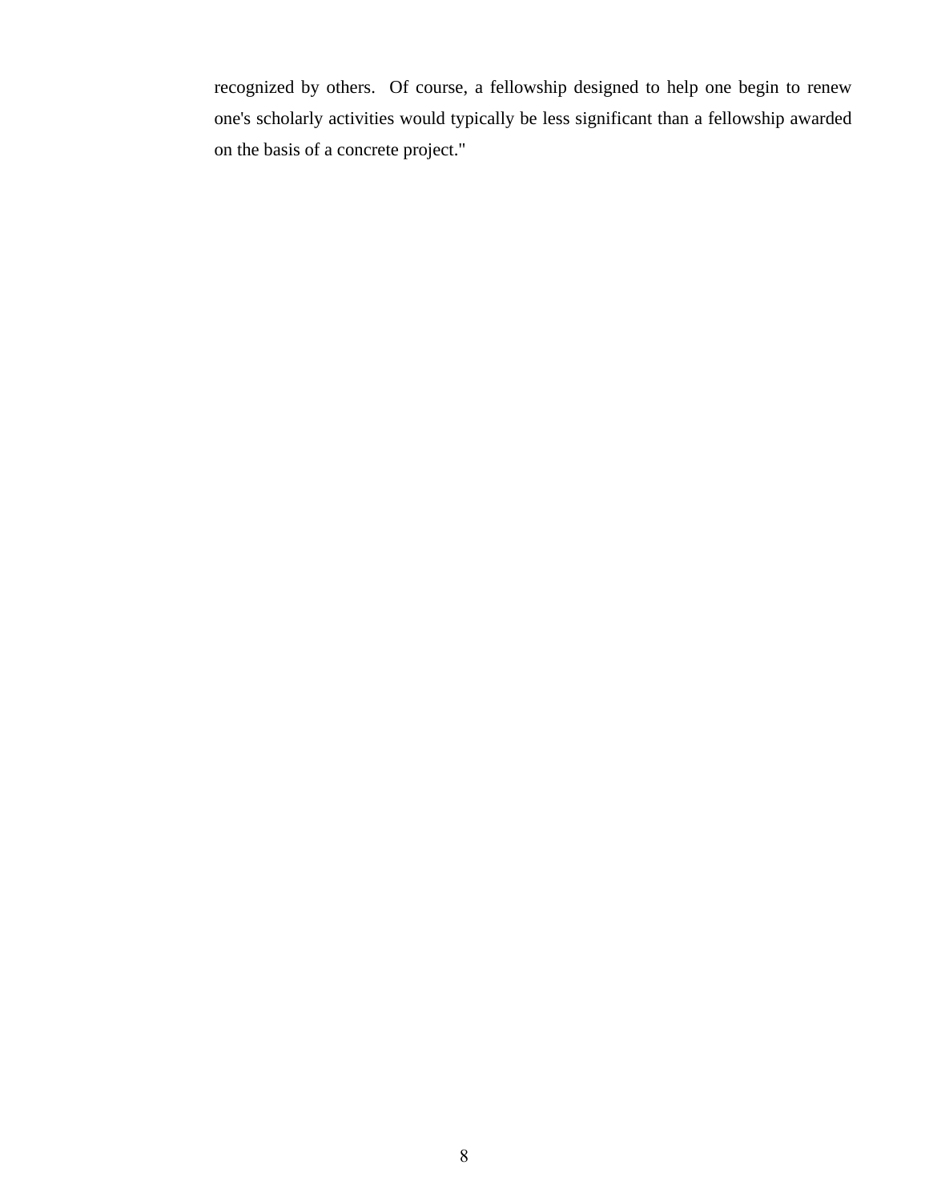recognized by others. Of course, a fellowship designed to help one begin to renew one's scholarly activities would typically be less significant than a fellowship awarded on the basis of a concrete project."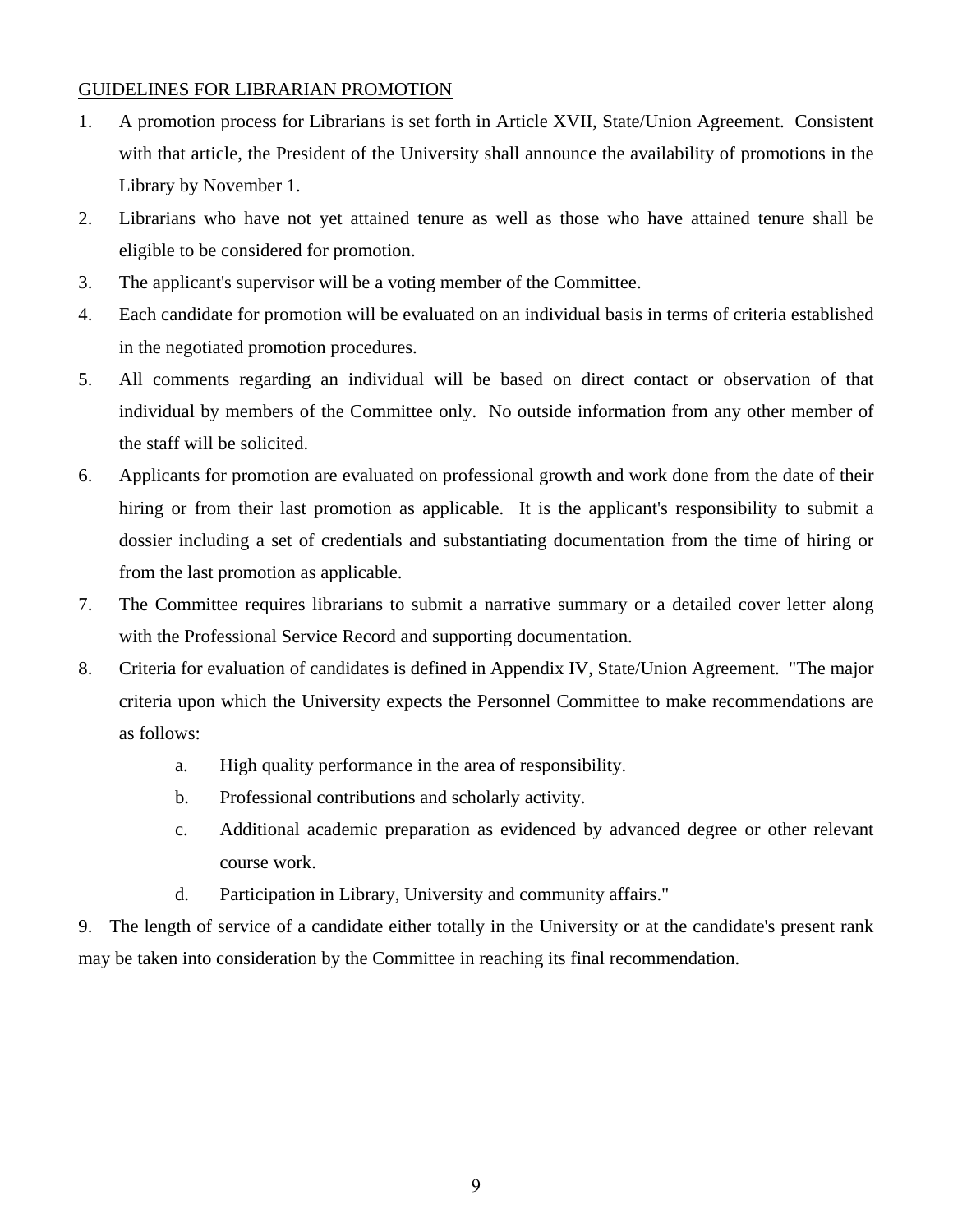GUIDELINES FOR LIBRARIAN PROMOTION

1. A promotion process for Librarians is set forth in Article XVII, State/Union Agreement. Consistent with that article, the President of the University shall announce the availability of promotions in the Library by November 1.
2. Librarians who have not yet attained tenure as well as those who have attained tenure shall be eligible to be considered for promotion.
3. The applicant's supervisor will be a voting member of the Committee.
4. Each candidate for promotion will be evaluated on an individual basis in terms of criteria established in the negotiated promotion procedures.
5. All comments regarding an individual will be based on direct contact or observation of that individual by members of the Committee only. No outside information from any other member of the staff will be solicited.
6. Applicants for promotion are evaluated on professional growth and work done from the date of their hiring or from their last promotion as applicable. It is the applicant's responsibility to submit a dossier including a set of credentials and substantiating documentation from the time of hiring or from the last promotion as applicable.
7. The Committee requires librarians to submit a narrative summary or a detailed cover letter along with the Professional Service Record and supporting documentation.
8. Criteria for evaluation of candidates is defined in Appendix IV, State/Union Agreement. "The major criteria upon which the University expects the Personnel Committee to make recommendations are as follows:
    a. High quality performance in the area of responsibility.
    b. Professional contributions and scholarly activity.
    c. Additional academic preparation as evidenced by advanced degree or other relevant course work.
    d. Participation in Library, University and community affairs."
9. The length of service of a candidate either totally in the University or at the candidate's present rank may be taken into consideration by the Committee in reaching its final recommendation.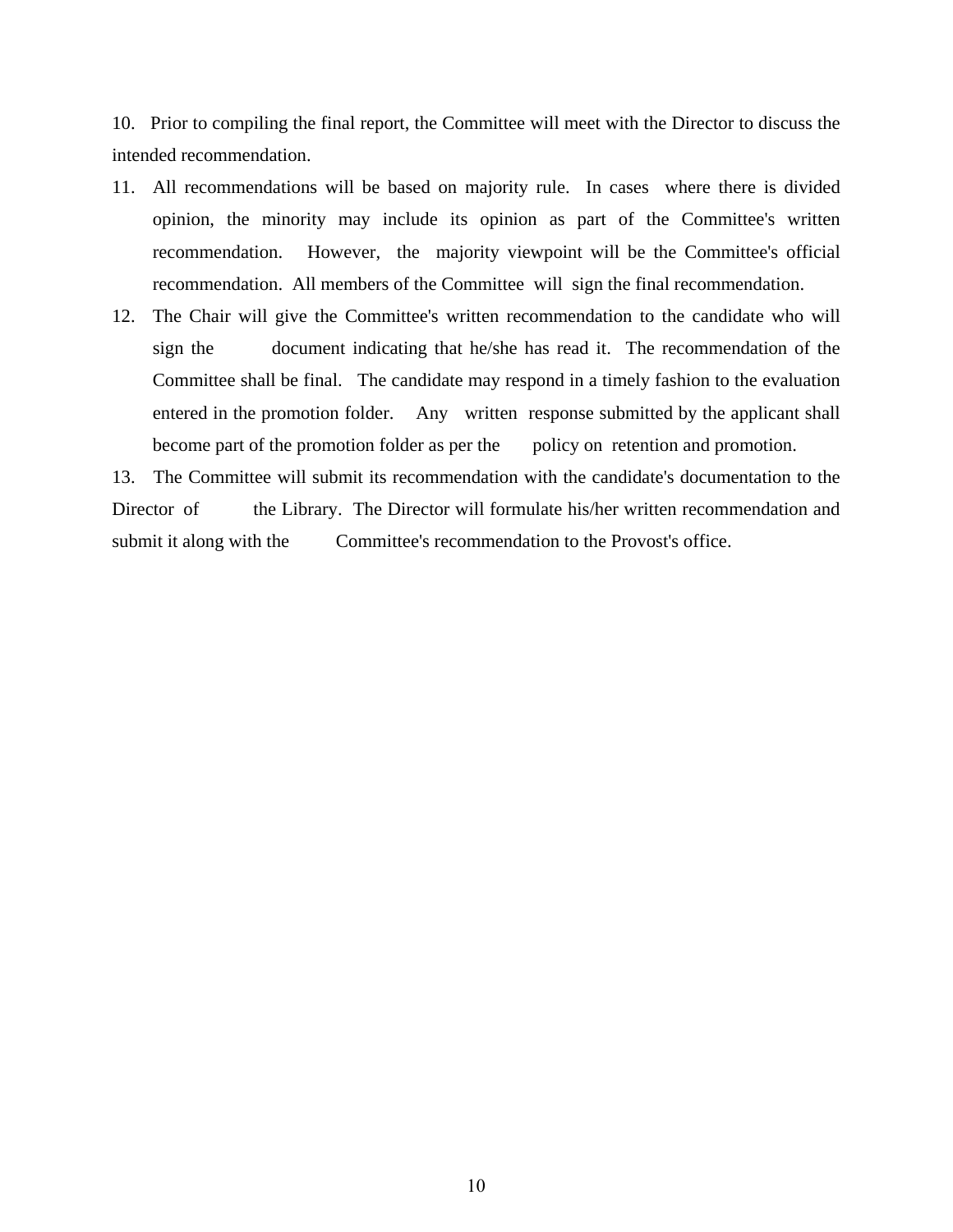10. Prior to compiling the final report, the Committee will meet with the Director to discuss the intended recommendation.

11. All recommendations will be based on majority rule. In cases where there is divided opinion, the minority may include its opinion as part of the Committee's written recommendation. However, the majority viewpoint will be the Committee's official recommendation. All members of the Committee will sign the final recommendation.

12. The Chair will give the Committee's written recommendation to the candidate who will sign the document indicating that he/she has read it. The recommendation of the Committee shall be final. The candidate may respond in a timely fashion to the evaluation entered in the promotion folder. Any written response submitted by the applicant shall become part of the promotion folder as per the policy on retention and promotion.

13. The Committee will submit its recommendation with the candidate's documentation to the Director of the Library. The Director will formulate his/her written recommendation and submit it along with the Committee's recommendation to the Provost's office.